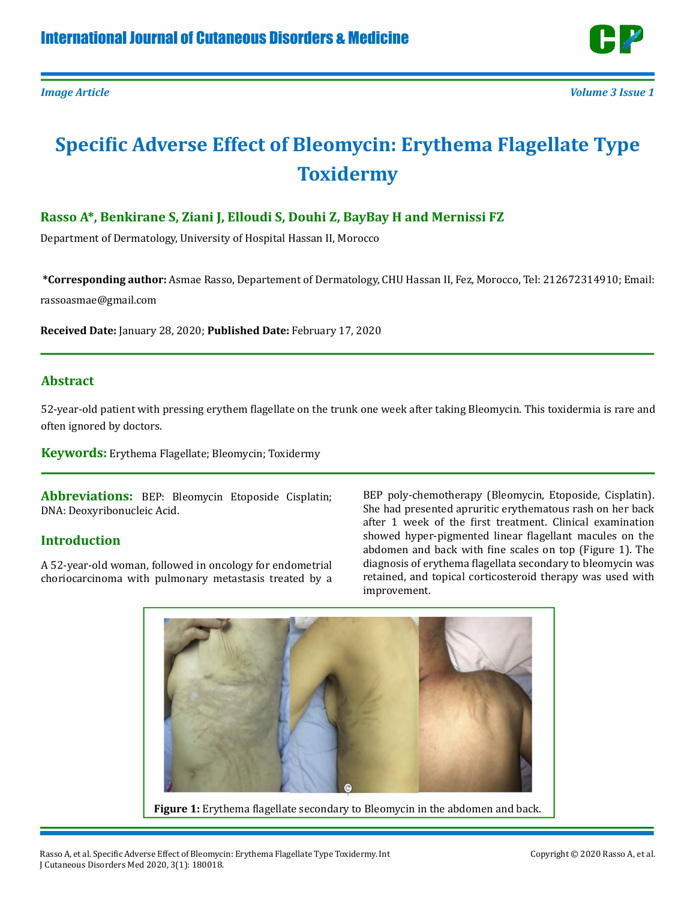*Image Article*

# Specific Adverse Effect of Bleomycin: Erythema Flagellate Type Toxidermy

**Rasso A\*, Benkirane S, Ziani J, Elloudi S, Douhi Z, BayBay H and Mernissi FZ**

Department of Dermatology, University of Hospital Hassan II, Morocco

**\*Corresponding author:** Asmae Rasso, Departement of Dermatology, CHU Hassan II, Fez, Morocco, Tel: 212672314910; Email: rassoasmae@gmail.com

**Received Date:** January 28, 2020; **Published Date:** February 17, 2020

## Abstract

52-year-old patient with pressing erythem flagellate on the trunk one week after taking Bleomycin. This toxidermia is rare and often ignored by doctors.

**Keywords:** Erythema Flagellate; Bleomycin; Toxidermy

**Abbreviations:** BEP: Bleomycin Etoposide Cisplatin; DNA: Deoxyribonucleic Acid.

## Introduction

A 52-year-old woman, followed in oncology for endometrial choriocarcinoma with pulmonary metastasis treated by a BEP poly-chemotherapy (Bleomycin, Etoposide, Cisplatin). She had presented apruritic erythematous rash on her back after 1 week of the first treatment. Clinical examination showed hyper-pigmented linear flagellant macules on the abdomen and back with fine scales on top (Figure 1). The diagnosis of erythema flagellata secondary to bleomycin was retained, and topical corticosteroid therapy was used with improvement.

**Figure 1:** Erythema flagellate secondary to Bleomycin in the abdomen and back.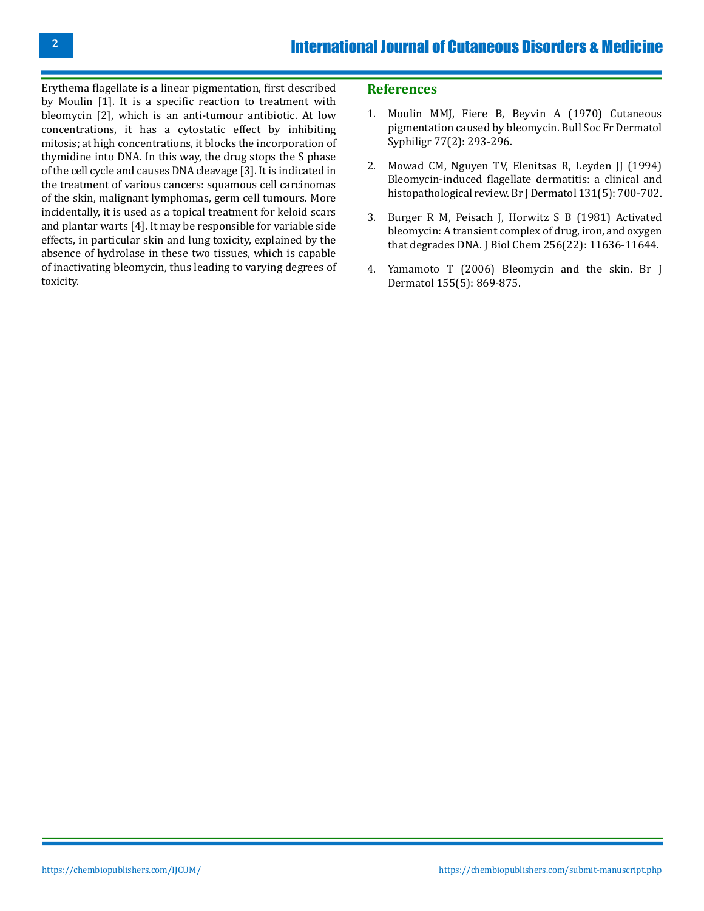Erythema flagellate is a linear pigmentation, first described by Moulin [1]. It is a specific reaction to treatment with bleomycin [2], which is an anti-tumour antibiotic. At low concentrations, it has a cytostatic effect by inhibiting mitosis; at high concentrations, it blocks the incorporation of thymidine into DNA. In this way, the drug stops the S phase of the cell cycle and causes DNA cleavage [3]. It is indicated in the treatment of various cancers: squamous cell carcinomas of the skin, malignant lymphomas, germ cell tumours. More incidentally, it is used as a topical treatment for keloid scars and plantar warts [4]. It may be responsible for variable side effects, in particular skin and lung toxicity, explained by the absence of hydrolase in these two tissues, which is capable of inactivating bleomycin, thus leading to varying degrees of toxicity.

## References

1. Moulin MMJ, Fiere B, Beyvin A (1970) Cutaneous pigmentation caused by bleomycin. Bull Soc Fr Dermatol Syphiligr 77(2): 293-296.
2. Mowad CM, Nguyen TV, Elenitsas R, Leyden JJ (1994) Bleomycin-induced flagellate dermatitis: a clinical and histopathological review. Br J Dermatol 131(5): 700-702.
3. Burger R M, Peisach J, Horwitz S B (1981) Activated bleomycin: A transient complex of drug, iron, and oxygen that degrades DNA. J Biol Chem 256(22): 11636-11644.
4. Yamamoto T (2006) Bleomycin and the skin. Br J Dermatol 155(5): 869-875.